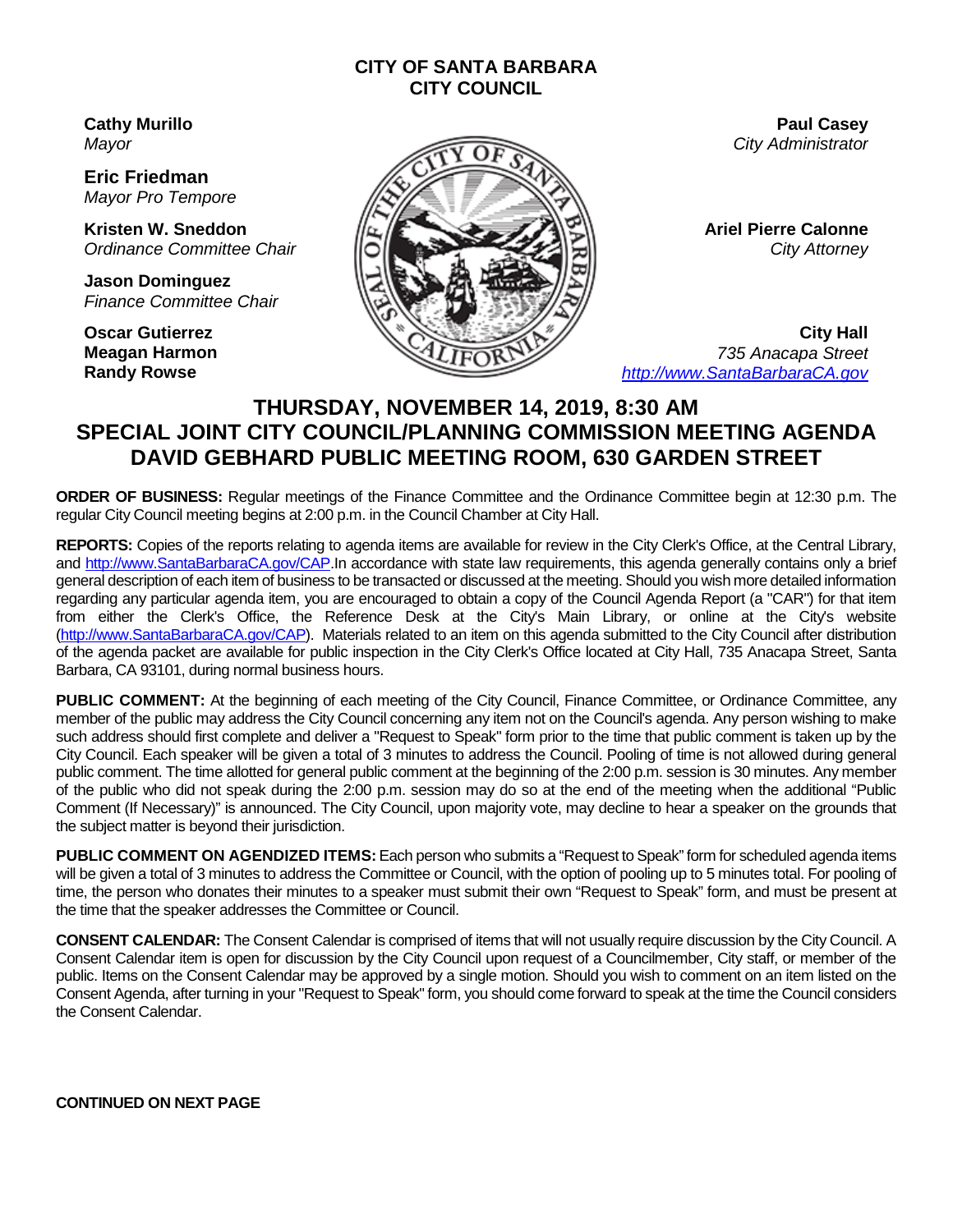**CITY OF SANTA BARBARA**
**CITY COUNCIL**

**Cathy Murillo**
*Mayor*

**Eric Friedman**
*Mayor Pro Tempore*

**Kristen W. Sneddon**
*Ordinance Committee Chair*

**Jason Dominguez**
*Finance Committee Chair*

**Oscar Gutierrez**
**Meagan Harmon**
**Randy Rowse**

**Paul Casey**
*City Administrator*

**Ariel Pierre Calonne**
*City Attorney*

**City Hall**
*735 Anacapa Street*
*http://www.SantaBarbaraCA.gov*

# THURSDAY, NOVEMBER 14, 2019, 8:30 AM
# SPECIAL JOINT CITY COUNCIL/PLANNING COMMISSION MEETING AGENDA
# DAVID GEBHARD PUBLIC MEETING ROOM, 630 GARDEN STREET

**ORDER OF BUSINESS:** Regular meetings of the Finance Committee and the Ordinance Committee begin at 12:30 p.m. The regular City Council meeting begins at 2:00 p.m. in the Council Chamber at City Hall.

**REPORTS:** Copies of the reports relating to agenda items are available for review in the City Clerk's Office, at the Central Library, and http://www.SantaBarbaraCA.gov/CAP.In accordance with state law requirements, this agenda generally contains only a brief general description of each item of business to be transacted or discussed at the meeting. Should you wish more detailed information regarding any particular agenda item, you are encouraged to obtain a copy of the Council Agenda Report (a "CAR") for that item from either the Clerk's Office, the Reference Desk at the City's Main Library, or online at the City's website (http://www.SantaBarbaraCA.gov/CAP). Materials related to an item on this agenda submitted to the City Council after distribution of the agenda packet are available for public inspection in the City Clerk's Office located at City Hall, 735 Anacapa Street, Santa Barbara, CA 93101, during normal business hours.

**PUBLIC COMMENT:** At the beginning of each meeting of the City Council, Finance Committee, or Ordinance Committee, any member of the public may address the City Council concerning any item not on the Council's agenda. Any person wishing to make such address should first complete and deliver a "Request to Speak" form prior to the time that public comment is taken up by the City Council. Each speaker will be given a total of 3 minutes to address the Council. Pooling of time is not allowed during general public comment. The time allotted for general public comment at the beginning of the 2:00 p.m. session is 30 minutes. Any member of the public who did not speak during the 2:00 p.m. session may do so at the end of the meeting when the additional "Public Comment (If Necessary)" is announced. The City Council, upon majority vote, may decline to hear a speaker on the grounds that the subject matter is beyond their jurisdiction.

**PUBLIC COMMENT ON AGENDIZED ITEMS:** Each person who submits a "Request to Speak" form for scheduled agenda items will be given a total of 3 minutes to address the Committee or Council, with the option of pooling up to 5 minutes total. For pooling of time, the person who donates their minutes to a speaker must submit their own "Request to Speak" form, and must be present at the time that the speaker addresses the Committee or Council.

**CONSENT CALENDAR:** The Consent Calendar is comprised of items that will not usually require discussion by the City Council. A Consent Calendar item is open for discussion by the City Council upon request of a Councilmember, City staff, or member of the public. Items on the Consent Calendar may be approved by a single motion. Should you wish to comment on an item listed on the Consent Agenda, after turning in your "Request to Speak" form, you should come forward to speak at the time the Council considers the Consent Calendar.

**CONTINUED ON NEXT PAGE**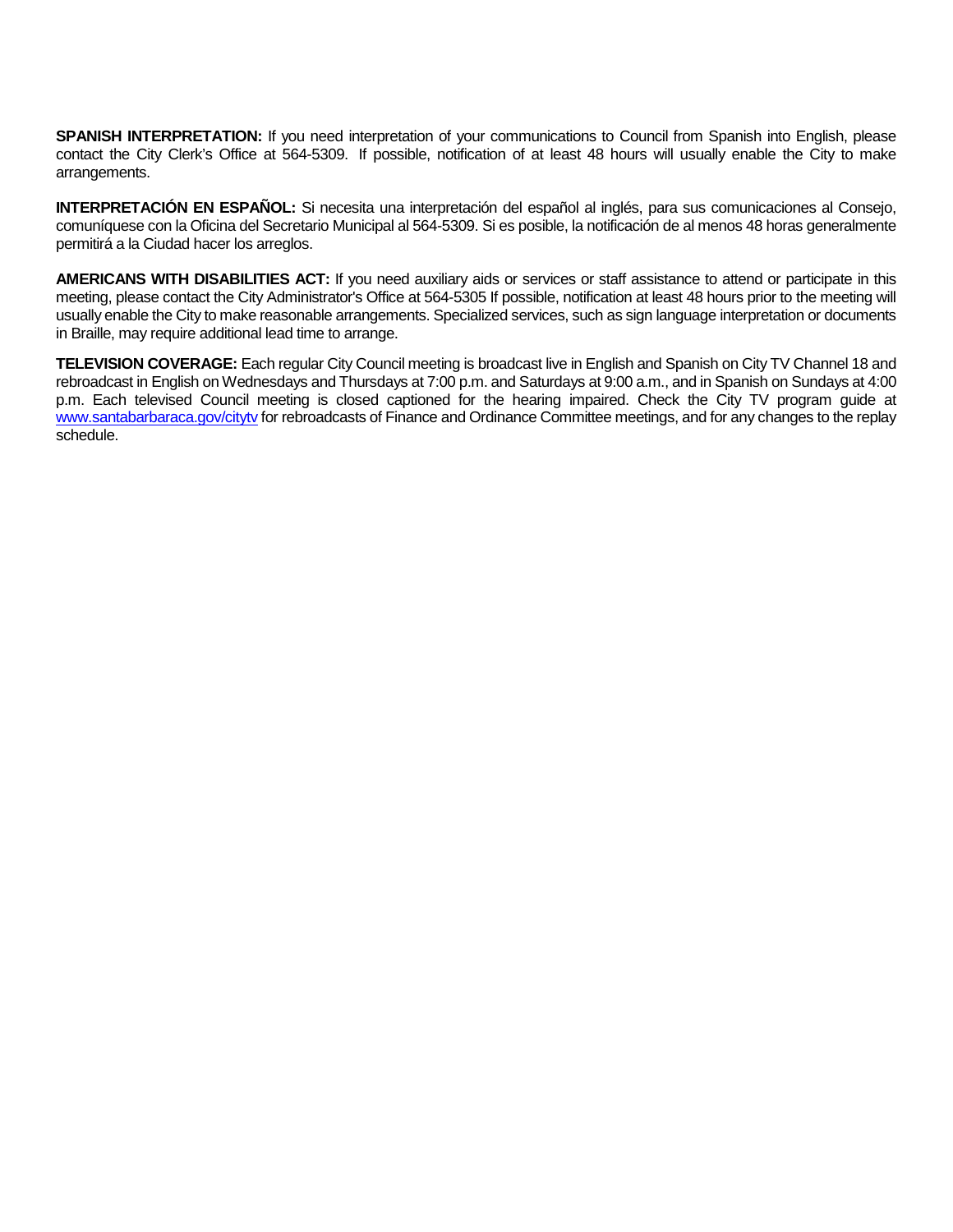**SPANISH INTERPRETATION:** If you need interpretation of your communications to Council from Spanish into English, please contact the City Clerk's Office at 564-5309.  If possible, notification of at least 48 hours will usually enable the City to make arrangements.

**INTERPRETACIÓN EN ESPAÑOL:** Si necesita una interpretación del español al inglés, para sus comunicaciones al Consejo, comuníquese con la Oficina del Secretario Municipal al 564-5309. Si es posible, la notificación de al menos 48 horas generalmente permitirá a la Ciudad hacer los arreglos.

**AMERICANS WITH DISABILITIES ACT:** If you need auxiliary aids or services or staff assistance to attend or participate in this meeting, please contact the City Administrator's Office at 564-5305 If possible, notification at least 48 hours prior to the meeting will usually enable the City to make reasonable arrangements. Specialized services, such as sign language interpretation or documents in Braille, may require additional lead time to arrange.

**TELEVISION COVERAGE:** Each regular City Council meeting is broadcast live in English and Spanish on City TV Channel 18 and rebroadcast in English on Wednesdays and Thursdays at 7:00 p.m. and Saturdays at 9:00 a.m., and in Spanish on Sundays at 4:00 p.m. Each televised Council meeting is closed captioned for the hearing impaired. Check the City TV program guide at www.santabarbaraca.gov/citytv for rebroadcasts of Finance and Ordinance Committee meetings, and for any changes to the replay schedule.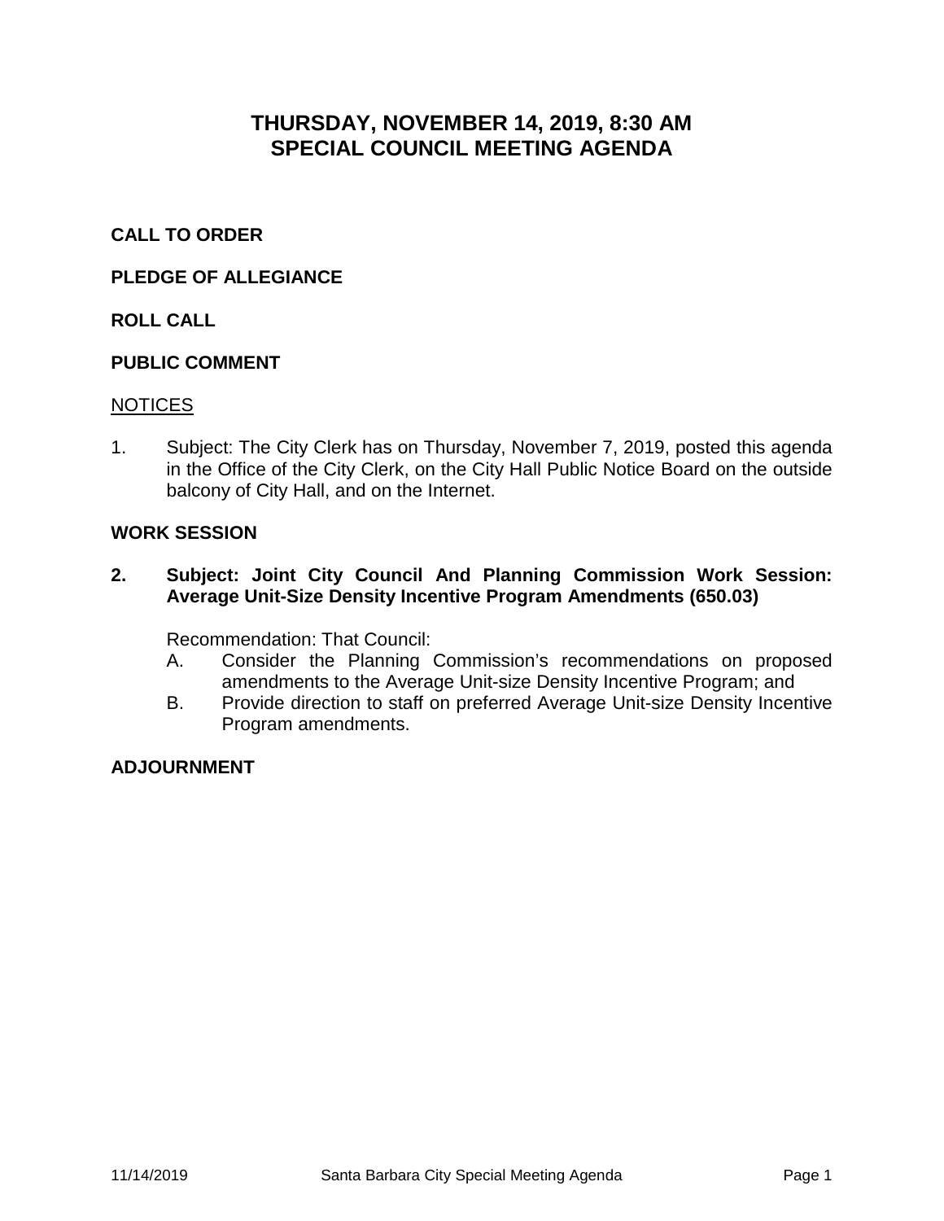# THURSDAY, NOVEMBER 14, 2019, 8:30 AM
# SPECIAL COUNCIL MEETING AGENDA

**CALL TO ORDER**

**PLEDGE OF ALLEGIANCE**

**ROLL CALL**

**PUBLIC COMMENT**

NOTICES

1. Subject: The City Clerk has on Thursday, November 7, 2019, posted this agenda in the Office of the City Clerk, on the City Hall Public Notice Board on the outside balcony of City Hall, and on the Internet.

**WORK SESSION**

**2. Subject: Joint City Council And Planning Commission Work Session: Average Unit-Size Density Incentive Program Amendments (650.03)**

Recommendation: That Council:

A. Consider the Planning Commission's recommendations on proposed amendments to the Average Unit-size Density Incentive Program; and

B. Provide direction to staff on preferred Average Unit-size Density Incentive Program amendments.

**ADJOURNMENT**